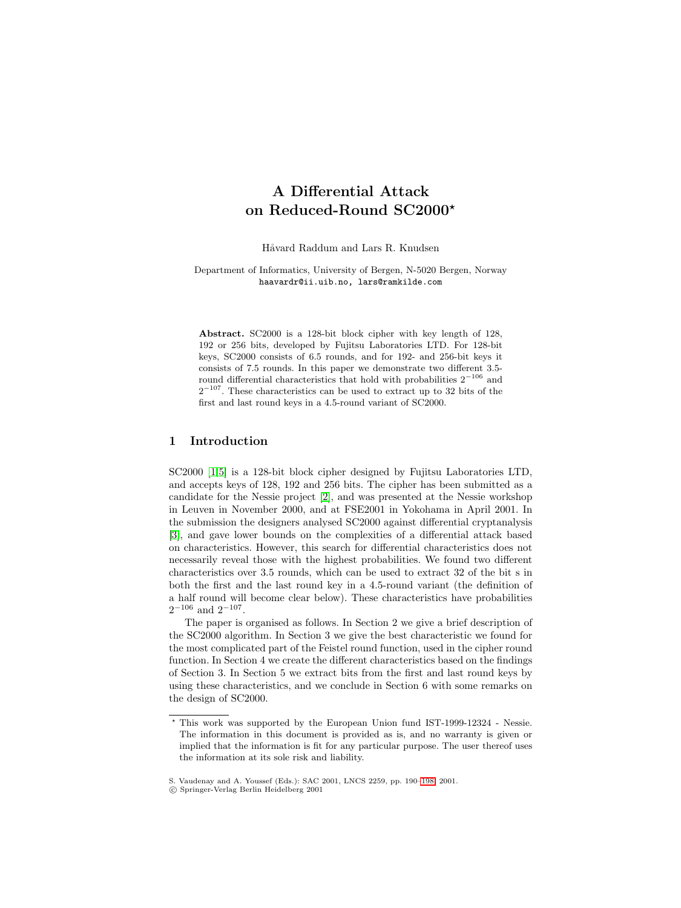# A Differential Attack on Reduced-Round SC2000*

Håvard Raddum and Lars R. Knudsen

Department of Informatics, University of Bergen, N-5020 Bergen, Norway
haavardr@ii.uib.no, lars@ramkilde.com

**Abstract.** SC2000 is a 128-bit block cipher with key length of 128, 192 or 256 bits, developed by Fujitsu Laboratories LTD. For 128-bit keys, SC2000 consists of 6.5 rounds, and for 192- and 256-bit keys it consists of 7.5 rounds. In this paper we demonstrate two different 3.5-round differential characteristics that hold with probabilities $2^{-106}$ and $2^{-107}$. These characteristics can be used to extract up to 32 bits of the first and last round keys in a 4.5-round variant of SC2000.

## 1 Introduction

SC2000 [1,5] is a 128-bit block cipher designed by Fujitsu Laboratories LTD, and accepts keys of 128, 192 and 256 bits. The cipher has been submitted as a candidate for the Nessie project [2], and was presented at the Nessie workshop in Leuven in November 2000, and at FSE2001 in Yokohama in April 2001. In the submission the designers analysed SC2000 against differential cryptanalysis [3], and gave lower bounds on the complexities of a differential attack based on characteristics. However, this search for differential characteristics does not necessarily reveal those with the highest probabilities. We found two different characteristics over 3.5 rounds, which can be used to extract 32 of the bit s in both the first and the last round key in a 4.5-round variant (the definition of a half round will become clear below). These characteristics have probabilities $2^{-106}$ and $2^{-107}$.

The paper is organised as follows. In Section 2 we give a brief description of the SC2000 algorithm. In Section 3 we give the best characteristic we found for the most complicated part of the Feistel round function, used in the cipher round function. In Section 4 we create the different characteristics based on the findings of Section 3. In Section 5 we extract bits from the first and last round keys by using these characteristics, and we conclude in Section 6 with some remarks on the design of SC2000.

---

* This work was supported by the European Union fund IST-1999-12324 - Nessie. The information in this document is provided as is, and no warranty is given or implied that the information is fit for any particular purpose. The user thereof uses the information at its sole risk and liability.

S. Vaudenay and A. Youssef (Eds.): SAC 2001, LNCS 2259, pp. 190–198, 2001.
© Springer-Verlag Berlin Heidelberg 2001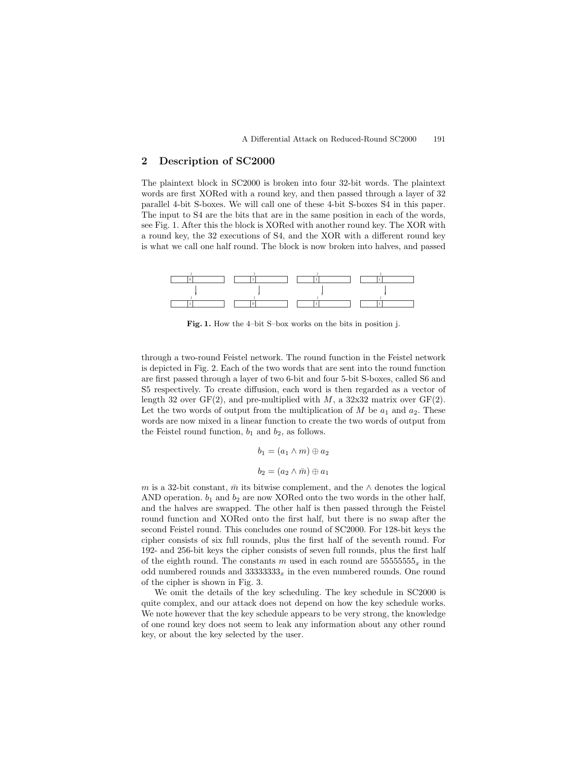## 2 Description of SC2000

The plaintext block in SC2000 is broken into four 32-bit words. The plaintext words are first XORed with a round key, and then passed through a layer of 32 parallel 4-bit S-boxes. We will call one of these 4-bit S-boxes S4 in this paper. The input to S4 are the bits that are in the same position in each of the words, see Fig. 1. After this the block is XORed with another round key. The XOR with a round key, the 32 executions of S4, and the XOR with a different round key is what we call one half round. The block is now broken into halves, and passed through a two-round Feistel network. The round function in the Feistel network is depicted in Fig. 2. Each of the two words that are sent into the round function are first passed through a layer of two 6-bit and four 5-bit S-boxes, called S6 and S5 respectively. To create diffusion, each word is then regarded as a vector of length 32 over GF(2), and pre-multiplied with $M$, a 32x32 matrix over GF(2). Let the two words of output from the multiplication of $M$ be $a_1$ and $a_2$. These words are now mixed in a linear function to create the two words of output from the Feistel round function, $b_1$ and $b_2$, as follows.

**Fig. 1.** How the 4–bit S–box works on the bits in position j.

$$b_1 = (a_1 \wedge m) \oplus a_2$$

$$b_2 = (a_2 \wedge \bar{m}) \oplus a_1$$

$m$ is a 32-bit constant, $\bar{m}$ its bitwise complement, and the $\wedge$ denotes the logical AND operation. $b_1$ and $b_2$ are now XORed onto the two words in the other half, and the halves are swapped. The other half is then passed through the Feistel round function and XORed onto the first half, but there is no swap after the second Feistel round. This concludes one round of SC2000. For 128-bit keys the cipher consists of six full rounds, plus the first half of the seventh round. For 192- and 256-bit keys the cipher consists of seven full rounds, plus the first half of the eighth round. The constants $m$ used in each round are $55555555_x$ in the odd numbered rounds and $33333333_x$ in the even numbered rounds. One round of the cipher is shown in Fig. 3.

We omit the details of the key scheduling. The key schedule in SC2000 is quite complex, and our attack does not depend on how the key schedule works. We note however that the key schedule appears to be very strong, the knowledge of one round key does not seem to leak any information about any other round key, or about the key selected by the user.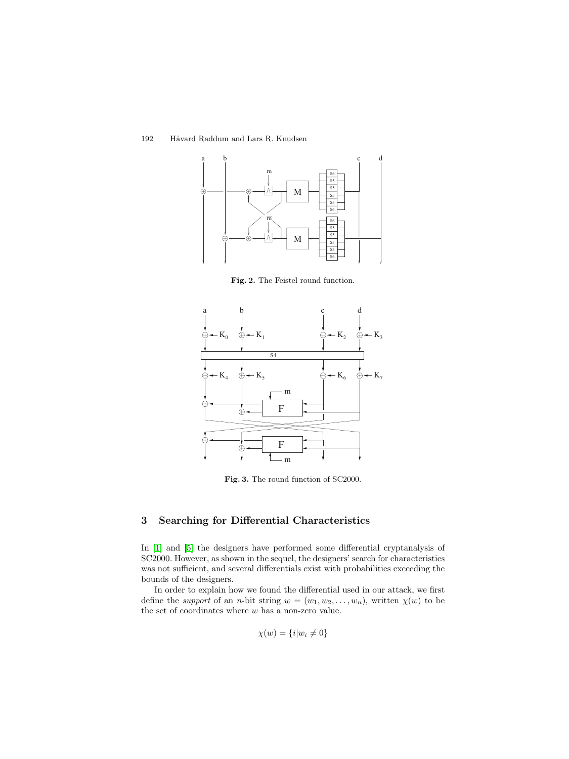**Fig. 2.** The Feistel round function.

**Fig. 3.** The round function of SC2000.

## 3 Searching for Differential Characteristics

In [1] and [5] the designers have performed some differential cryptanalysis of SC2000. However, as shown in the sequel, the designers' search for characteristics was not sufficient, and several differentials exist with probabilities exceeding the bounds of the designers.

In order to explain how we found the differential used in our attack, we first define the *support* of an $n$-bit string $w = (w_1, w_2, \ldots, w_n)$, written $\chi(w)$ to be the set of coordinates where $w$ has a non-zero value.

$$\chi(w) = \{i | w_i \neq 0\}$$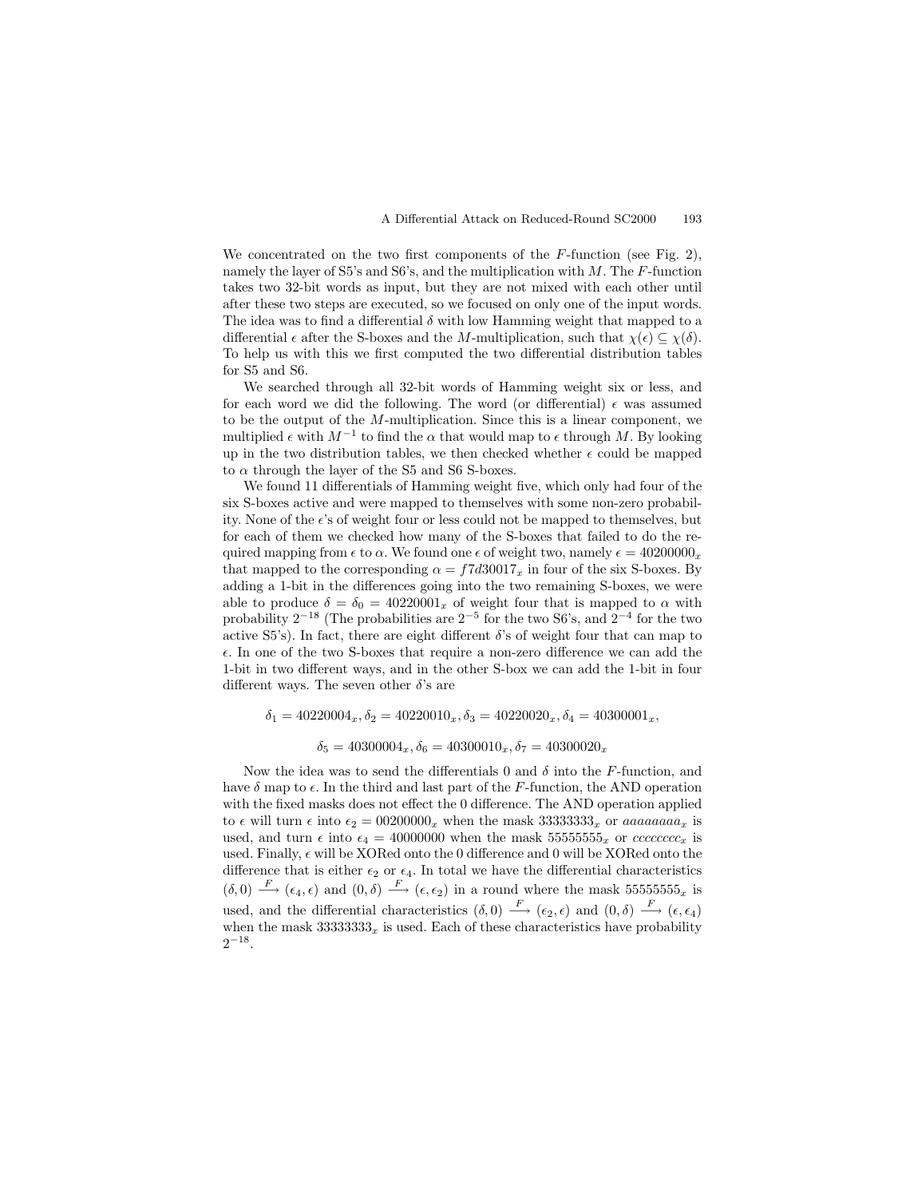We concentrated on the two first components of the $F$-function (see Fig. 2), namely the layer of S5's and S6's, and the multiplication with $M$. The $F$-function takes two 32-bit words as input, but they are not mixed with each other until after these two steps are executed, so we focused on only one of the input words. The idea was to find a differential $\delta$ with low Hamming weight that mapped to a differential $\epsilon$ after the S-boxes and the $M$-multiplication, such that $\chi(\epsilon) \subseteq \chi(\delta)$. To help us with this we first computed the two differential distribution tables for S5 and S6.

We searched through all 32-bit words of Hamming weight six or less, and for each word we did the following. The word (or differential) $\epsilon$ was assumed to be the output of the $M$-multiplication. Since this is a linear component, we multiplied $\epsilon$ with $M^{-1}$ to find the $\alpha$ that would map to $\epsilon$ through $M$. By looking up in the two distribution tables, we then checked whether $\epsilon$ could be mapped to $\alpha$ through the layer of the S5 and S6 S-boxes.

We found 11 differentials of Hamming weight five, which only had four of the six S-boxes active and were mapped to themselves with some non-zero probability. None of the $\epsilon$'s of weight four or less could not be mapped to themselves, but for each of them we checked how many of the S-boxes that failed to do the required mapping from $\epsilon$ to $\alpha$. We found one $\epsilon$ of weight two, namely $\epsilon = 40200000_x$ that mapped to the corresponding $\alpha = f7d30017_x$ in four of the six S-boxes. By adding a 1-bit in the differences going into the two remaining S-boxes, we were able to produce $\delta = \delta_0 = 40220001_x$ of weight four that is mapped to $\alpha$ with probability $2^{-18}$ (The probabilities are $2^{-5}$ for the two S6's, and $2^{-4}$ for the two active S5's). In fact, there are eight different $\delta$'s of weight four that can map to $\epsilon$. In one of the two S-boxes that require a non-zero difference we can add the 1-bit in two different ways, and in the other S-box we can add the 1-bit in four different ways. The seven other $\delta$'s are

$$\delta_1 = 40220004_x, \delta_2 = 40220010_x, \delta_3 = 40220020_x, \delta_4 = 40300001_x,$$

$$\delta_5 = 40300004_x, \delta_6 = 40300010_x, \delta_7 = 40300020_x$$

Now the idea was to send the differentials 0 and $\delta$ into the $F$-function, and have $\delta$ map to $\epsilon$. In the third and last part of the $F$-function, the AND operation with the fixed masks does not effect the 0 difference. The AND operation applied to $\epsilon$ will turn $\epsilon$ into $\epsilon_2 = 00200000_x$ when the mask $33333333_x$ or $aaaaaaaa_x$ is used, and turn $\epsilon$ into $\epsilon_4 = 40000000$ when the mask $55555555_x$ or $cccccccc_x$ is used. Finally, $\epsilon$ will be XORed onto the 0 difference and 0 will be XORed onto the difference that is either $\epsilon_2$ or $\epsilon_4$. In total we have the differential characteristics $(\delta, 0) \xrightarrow{F} (\epsilon_4, \epsilon)$ and $(0, \delta) \xrightarrow{F} (\epsilon, \epsilon_2)$ in a round where the mask $55555555_x$ is used, and the differential characteristics $(\delta, 0) \xrightarrow{F} (\epsilon_2, \epsilon)$ and $(0, \delta) \xrightarrow{F} (\epsilon, \epsilon_4)$ when the mask $33333333_x$ is used. Each of these characteristics have probability $2^{-18}$.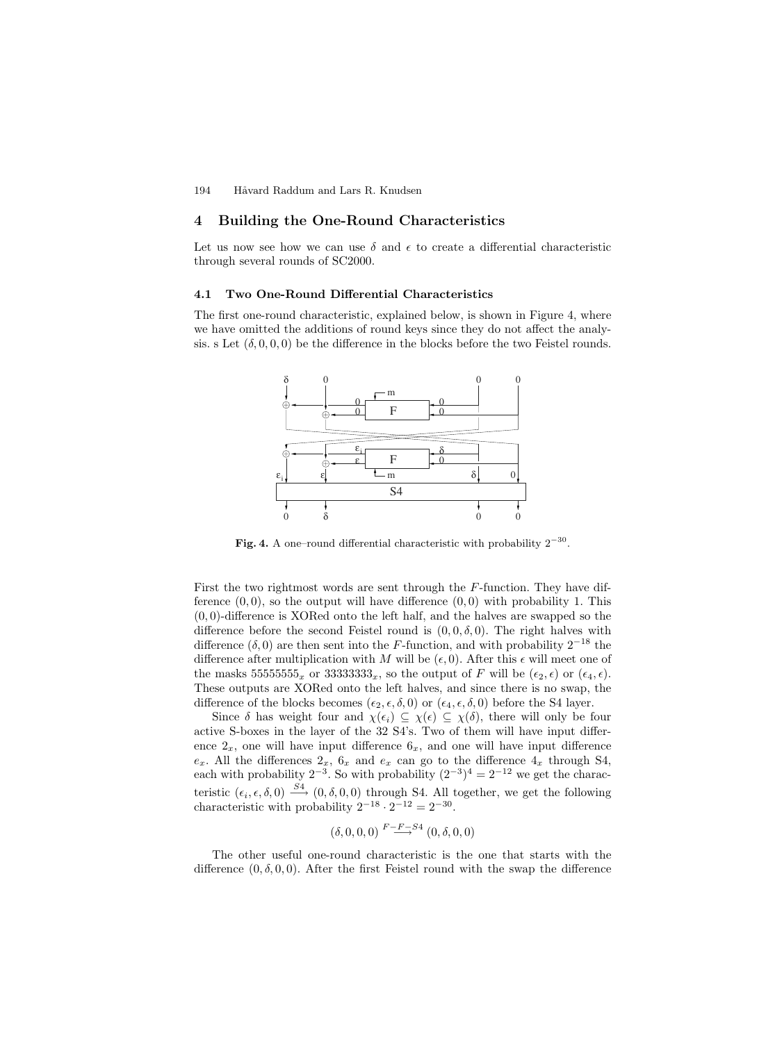## 4 Building the One-Round Characteristics

Let us now see how we can use $\delta$ and $\epsilon$ to create a differential characteristic through several rounds of SC2000.

### 4.1 Two One-Round Differential Characteristics

The first one-round characteristic, explained below, is shown in Figure 4, where we have omitted the additions of round keys since they do not affect the analysis. s Let $(\delta, 0, 0, 0)$ be the difference in the blocks before the two Feistel rounds.

**Fig. 4.** A one–round differential characteristic with probability $2^{-30}$.

First the two rightmost words are sent through the $F$-function. They have difference $(0, 0)$, so the output will have difference $(0, 0)$ with probability 1. This $(0, 0)$-difference is XORed onto the left half, and the halves are swapped so the difference before the second Feistel round is $(0, 0, \delta, 0)$. The right halves with difference $(\delta, 0)$ are then sent into the $F$-function, and with probability $2^{-18}$ the difference after multiplication with $M$ will be $(\epsilon, 0)$. After this $\epsilon$ will meet one of the masks $55555555_x$ or $33333333_x$, so the output of $F$ will be $(\epsilon_2, \epsilon)$ or $(\epsilon_4, \epsilon)$. These outputs are XORed onto the left halves, and since there is no swap, the difference of the blocks becomes $(\epsilon_2, \epsilon, \delta, 0)$ or $(\epsilon_4, \epsilon, \delta, 0)$ before the S4 layer.

Since $\delta$ has weight four and $\chi(\epsilon_i) \subseteq \chi(\epsilon) \subseteq \chi(\delta)$, there will only be four active S-boxes in the layer of the 32 S4's. Two of them will have input difference $2_x$, one will have input difference $6_x$, and one will have input difference $e_x$. All the differences $2_x$, $6_x$ and $e_x$ can go to the difference $4_x$ through S4, each with probability $2^{-3}$. So with probability $(2^{-3})^4 = 2^{-12}$ we get the characteristic $(\epsilon_i, \epsilon, \delta, 0) \xrightarrow{S4} (0, \delta, 0, 0)$ through S4. All together, we get the following characteristic with probability $2^{-18} \cdot 2^{-12} = 2^{-30}$.

$$(\delta, 0, 0, 0) \xrightarrow{F-F-S4} (0, \delta, 0, 0)$$

The other useful one-round characteristic is the one that starts with the difference $(0, \delta, 0, 0)$. After the first Feistel round with the swap the difference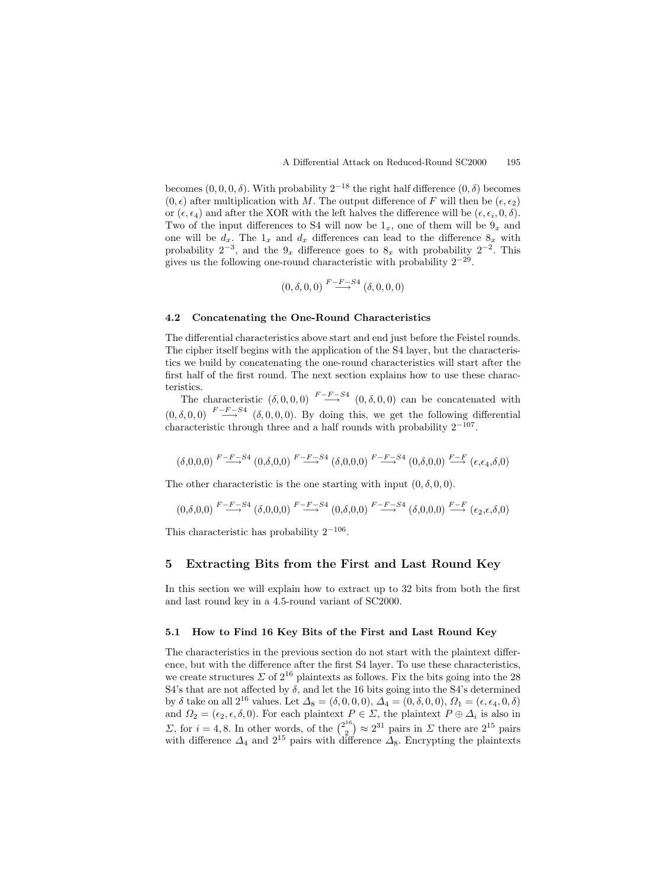becomes $(0, 0, 0, \delta)$. With probability $2^{-18}$ the right half difference $(0, \delta)$ becomes $(0, \epsilon)$ after multiplication with $M$. The output difference of $F$ will then be $(\epsilon, \epsilon_2)$ or $(\epsilon, \epsilon_4)$ and after the XOR with the left halves the difference will be $(\epsilon, \epsilon_i, 0, \delta)$. Two of the input differences to S4 will now be $1_x$, one of them will be $9_x$ and one will be $d_x$. The $1_x$ and $d_x$ differences can lead to the difference $8_x$ with probability $2^{-3}$, and the $9_x$ difference goes to $8_x$ with probability $2^{-2}$. This gives us the following one-round characteristic with probability $2^{-29}$.

$$(0, \delta, 0, 0) \overset{F-F-S4}{\longrightarrow} (\delta, 0, 0, 0)$$

### 4.2 Concatenating the One-Round Characteristics

The differential characteristics above start and end just before the Feistel rounds. The cipher itself begins with the application of the S4 layer, but the characteristics we build by concatenating the one-round characteristics will start after the first half of the first round. The next section explains how to use these characteristics.

The characteristic $(\delta, 0, 0, 0) \overset{F-F-S4}{\longrightarrow} (0, \delta, 0, 0)$ can be concatenated with $(0, \delta, 0, 0) \overset{F-F-S4}{\longrightarrow} (\delta, 0, 0, 0)$. By doing this, we get the following differential characteristic through three and a half rounds with probability $2^{-107}$.

$$(\delta,0,0,0) \overset{F-F-S4}{\longrightarrow} (0,\delta,0,0) \overset{F-F-S4}{\longrightarrow} (\delta,0,0,0) \overset{F-F-S4}{\longrightarrow} (0,\delta,0,0) \overset{F-F}{\longrightarrow} (\epsilon,\epsilon_4,\delta,0)$$

The other characteristic is the one starting with input $(0, \delta, 0, 0)$.

$$(0,\delta,0,0) \overset{F-F-S4}{\longrightarrow} (\delta,0,0,0) \overset{F-F-S4}{\longrightarrow} (0,\delta,0,0) \overset{F-F-S4}{\longrightarrow} (\delta,0,0,0) \overset{F-F}{\longrightarrow} (\epsilon_2,\epsilon,\delta,0)$$

This characteristic has probability $2^{-106}$.

## 5 Extracting Bits from the First and Last Round Key

In this section we will explain how to extract up to 32 bits from both the first and last round key in a 4.5-round variant of SC2000.

### 5.1 How to Find 16 Key Bits of the First and Last Round Key

The characteristics in the previous section do not start with the plaintext difference, but with the difference after the first S4 layer. To use these characteristics, we create structures $\Sigma$ of $2^{16}$ plaintexts as follows. Fix the bits going into the 28 S4's that are not affected by $\delta$, and let the 16 bits going into the S4's determined by $\delta$ take on all $2^{16}$ values. Let $\Delta_8 = (\delta, 0, 0, 0)$, $\Delta_4 = (0, \delta, 0, 0)$, $\Omega_1 = (\epsilon, \epsilon_4, 0, \delta)$ and $\Omega_2 = (\epsilon_2, \epsilon, \delta, 0)$. For each plaintext $P \in \Sigma$, the plaintext $P \oplus \Delta_i$ is also in $\Sigma$, for $i = 4, 8$. In other words, of the $\binom{2^{16}}{2} \approx 2^{31}$ pairs in $\Sigma$ there are $2^{15}$ pairs with difference $\Delta_4$ and $2^{15}$ pairs with difference $\Delta_8$. Encrypting the plaintexts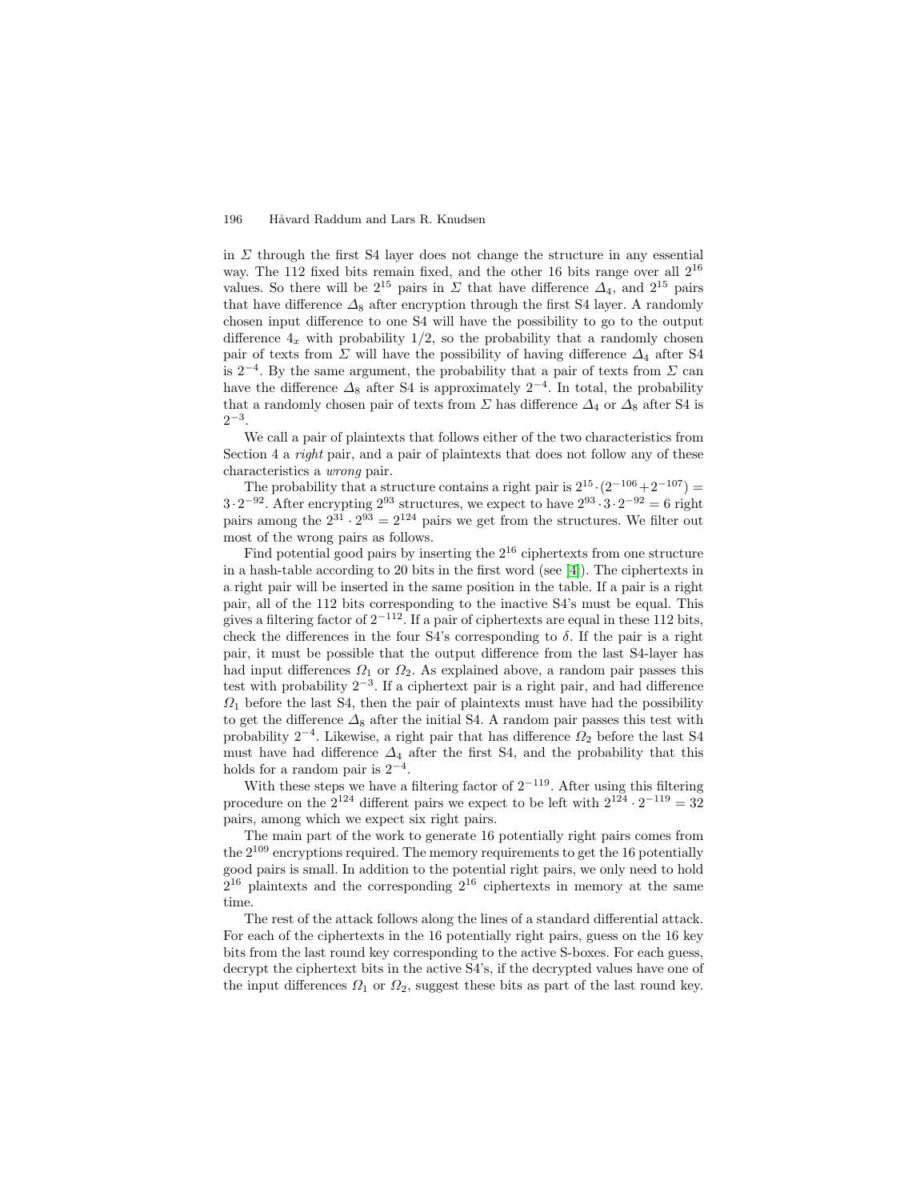in $\Sigma$ through the first S4 layer does not change the structure in any essential way. The 112 fixed bits remain fixed, and the other 16 bits range over all $2^{16}$ values. So there will be $2^{15}$ pairs in $\Sigma$ that have difference $\Delta_4$, and $2^{15}$ pairs that have difference $\Delta_8$ after encryption through the first S4 layer. A randomly chosen input difference to one S4 will have the possibility to go to the output difference $4_x$ with probability 1/2, so the probability that a randomly chosen pair of texts from $\Sigma$ will have the possibility of having difference $\Delta_4$ after S4 is $2^{-4}$. By the same argument, the probability that a pair of texts from $\Sigma$ can have the difference $\Delta_8$ after S4 is approximately $2^{-4}$. In total, the probability that a randomly chosen pair of texts from $\Sigma$ has difference $\Delta_4$ or $\Delta_8$ after S4 is $2^{-3}$.

We call a pair of plaintexts that follows either of the two characteristics from Section 4 a *right* pair, and a pair of plaintexts that does not follow any of these characteristics a *wrong* pair.

The probability that a structure contains a right pair is $2^{15} \cdot (2^{-106} + 2^{-107}) = 3 \cdot 2^{-92}$. After encrypting $2^{93}$ structures, we expect to have $2^{93} \cdot 3 \cdot 2^{-92} = 6$ right pairs among the $2^{31} \cdot 2^{93} = 2^{124}$ pairs we get from the structures. We filter out most of the wrong pairs as follows.

Find potential good pairs by inserting the $2^{16}$ ciphertexts from one structure in a hash-table according to 20 bits in the first word (see [4]). The ciphertexts in a right pair will be inserted in the same position in the table. If a pair is a right pair, all of the 112 bits corresponding to the inactive S4's must be equal. This gives a filtering factor of $2^{-112}$. If a pair of ciphertexts are equal in these 112 bits, check the differences in the four S4's corresponding to $\delta$. If the pair is a right pair, it must be possible that the output difference from the last S4-layer has had input differences $\Omega_1$ or $\Omega_2$. As explained above, a random pair passes this test with probability $2^{-3}$. If a ciphertext pair is a right pair, and had difference $\Omega_1$ before the last S4, then the pair of plaintexts must have had the possibility to get the difference $\Delta_8$ after the initial S4. A random pair passes this test with probability $2^{-4}$. Likewise, a right pair that has difference $\Omega_2$ before the last S4 must have had difference $\Delta_4$ after the first S4, and the probability that this holds for a random pair is $2^{-4}$.

With these steps we have a filtering factor of $2^{-119}$. After using this filtering procedure on the $2^{124}$ different pairs we expect to be left with $2^{124} \cdot 2^{-119} = 32$ pairs, among which we expect six right pairs.

The main part of the work to generate 16 potentially right pairs comes from the $2^{109}$ encryptions required. The memory requirements to get the 16 potentially good pairs is small. In addition to the potential right pairs, we only need to hold $2^{16}$ plaintexts and the corresponding $2^{16}$ ciphertexts in memory at the same time.

The rest of the attack follows along the lines of a standard differential attack. For each of the ciphertexts in the 16 potentially right pairs, guess on the 16 key bits from the last round key corresponding to the active S-boxes. For each guess, decrypt the ciphertext bits in the active S4's, if the decrypted values have one of the input differences $\Omega_1$ or $\Omega_2$, suggest these bits as part of the last round key.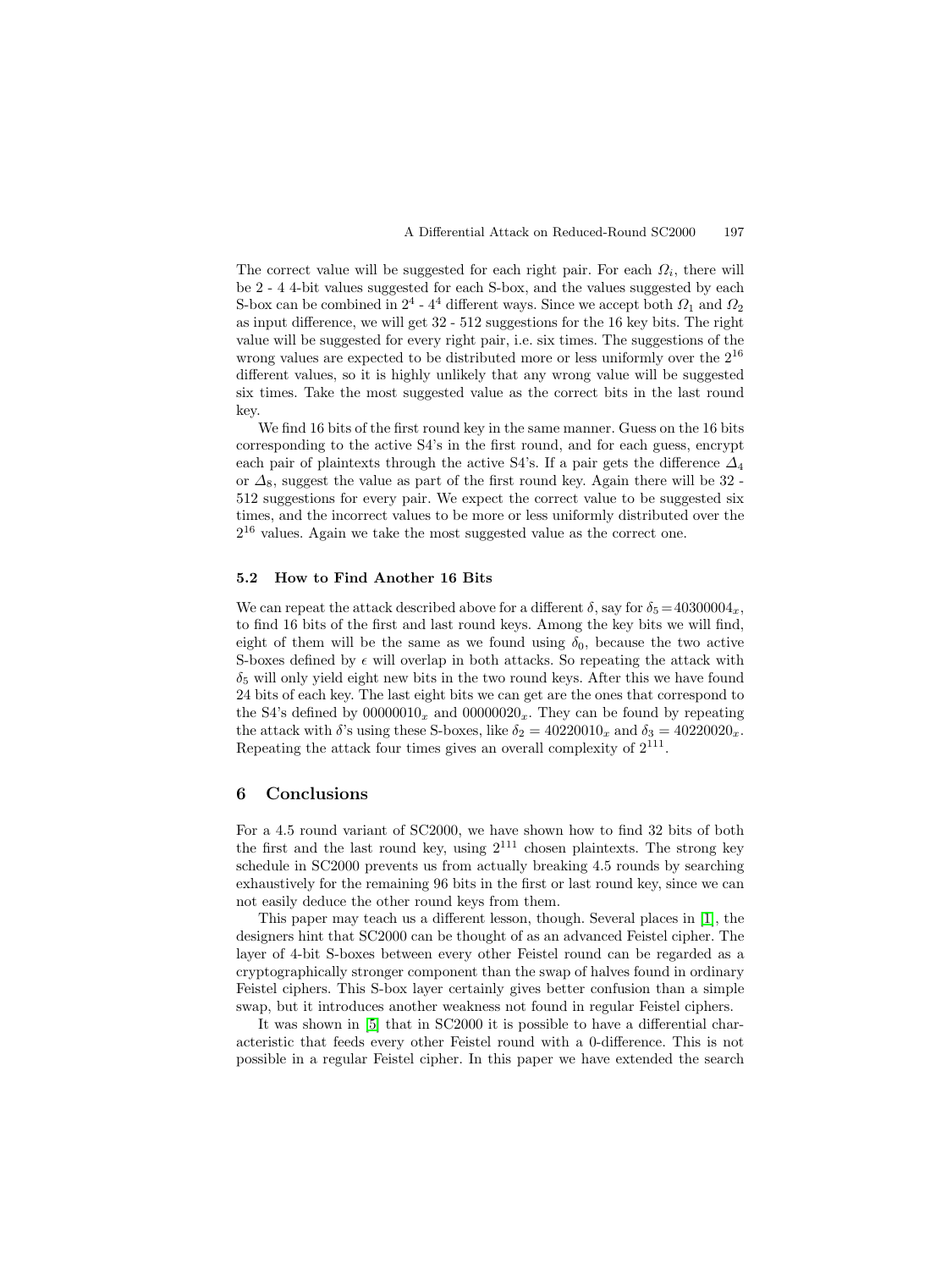The correct value will be suggested for each right pair. For each $\Omega_i$, there will be 2 - 4 4-bit values suggested for each S-box, and the values suggested by each S-box can be combined in $2^4$ - $4^4$ different ways. Since we accept both $\Omega_1$ and $\Omega_2$ as input difference, we will get 32 - 512 suggestions for the 16 key bits. The right value will be suggested for every right pair, i.e. six times. The suggestions of the wrong values are expected to be distributed more or less uniformly over the $2^{16}$ different values, so it is highly unlikely that any wrong value will be suggested six times. Take the most suggested value as the correct bits in the last round key.

We find 16 bits of the first round key in the same manner. Guess on the 16 bits corresponding to the active S4's in the first round, and for each guess, encrypt each pair of plaintexts through the active S4's. If a pair gets the difference $\Delta_4$ or $\Delta_8$, suggest the value as part of the first round key. Again there will be 32 - 512 suggestions for every pair. We expect the correct value to be suggested six times, and the incorrect values to be more or less uniformly distributed over the $2^{16}$ values. Again we take the most suggested value as the correct one.

### 5.2 How to Find Another 16 Bits

We can repeat the attack described above for a different $\delta$, say for $\delta_5 = 40300004_x$, to find 16 bits of the first and last round keys. Among the key bits we will find, eight of them will be the same as we found using $\delta_0$, because the two active S-boxes defined by $\epsilon$ will overlap in both attacks. So repeating the attack with $\delta_5$ will only yield eight new bits in the two round keys. After this we have found 24 bits of each key. The last eight bits we can get are the ones that correspond to the S4's defined by $00000010_x$ and $00000020_x$. They can be found by repeating the attack with $\delta$'s using these S-boxes, like $\delta_2 = 40220010_x$ and $\delta_3 = 40220020_x$. Repeating the attack four times gives an overall complexity of $2^{111}$.

## 6 Conclusions

For a 4.5 round variant of SC2000, we have shown how to find 32 bits of both the first and the last round key, using $2^{111}$ chosen plaintexts. The strong key schedule in SC2000 prevents us from actually breaking 4.5 rounds by searching exhaustively for the remaining 96 bits in the first or last round key, since we can not easily deduce the other round keys from them.

This paper may teach us a different lesson, though. Several places in [1], the designers hint that SC2000 can be thought of as an advanced Feistel cipher. The layer of 4-bit S-boxes between every other Feistel round can be regarded as a cryptographically stronger component than the swap of halves found in ordinary Feistel ciphers. This S-box layer certainly gives better confusion than a simple swap, but it introduces another weakness not found in regular Feistel ciphers.

It was shown in [5] that in SC2000 it is possible to have a differential characteristic that feeds every other Feistel round with a 0-difference. This is not possible in a regular Feistel cipher. In this paper we have extended the search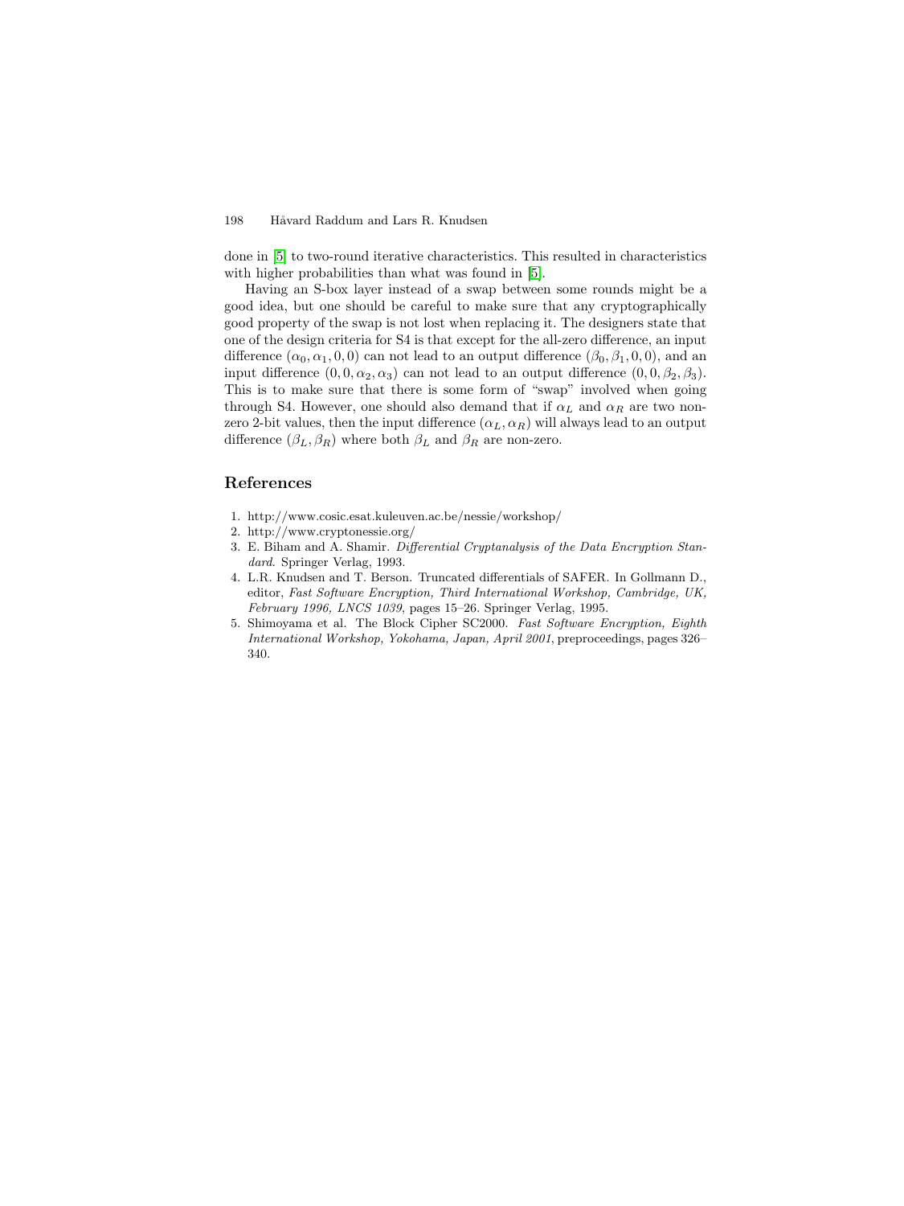done in [5] to two-round iterative characteristics. This resulted in characteristics with higher probabilities than what was found in [5].

Having an S-box layer instead of a swap between some rounds might be a good idea, but one should be careful to make sure that any cryptographically good property of the swap is not lost when replacing it. The designers state that one of the design criteria for S4 is that except for the all-zero difference, an input difference $(\alpha_0, \alpha_1, 0, 0)$ can not lead to an output difference $(\beta_0, \beta_1, 0, 0)$, and an input difference $(0, 0, \alpha_2, \alpha_3)$ can not lead to an output difference $(0, 0, \beta_2, \beta_3)$. This is to make sure that there is some form of "swap" involved when going through S4. However, one should also demand that if $\alpha_L$ and $\alpha_R$ are two non-zero 2-bit values, then the input difference $(\alpha_L, \alpha_R)$ will always lead to an output difference $(\beta_L, \beta_R)$ where both $\beta_L$ and $\beta_R$ are non-zero.

## References

1. http://www.cosic.esat.kuleuven.ac.be/nessie/workshop/
2. http://www.cryptonessie.org/
3. E. Biham and A. Shamir. *Differential Cryptanalysis of the Data Encryption Standard*. Springer Verlag, 1993.
4. L.R. Knudsen and T. Berson. Truncated differentials of SAFER. In Gollmann D., editor, *Fast Software Encryption, Third International Workshop, Cambridge, UK, February 1996, LNCS 1039*, pages 15–26. Springer Verlag, 1995.
5. Shimoyama et al. The Block Cipher SC2000. *Fast Software Encryption, Eighth International Workshop, Yokohama, Japan, April 2001*, preproceedings, pages 326–340.